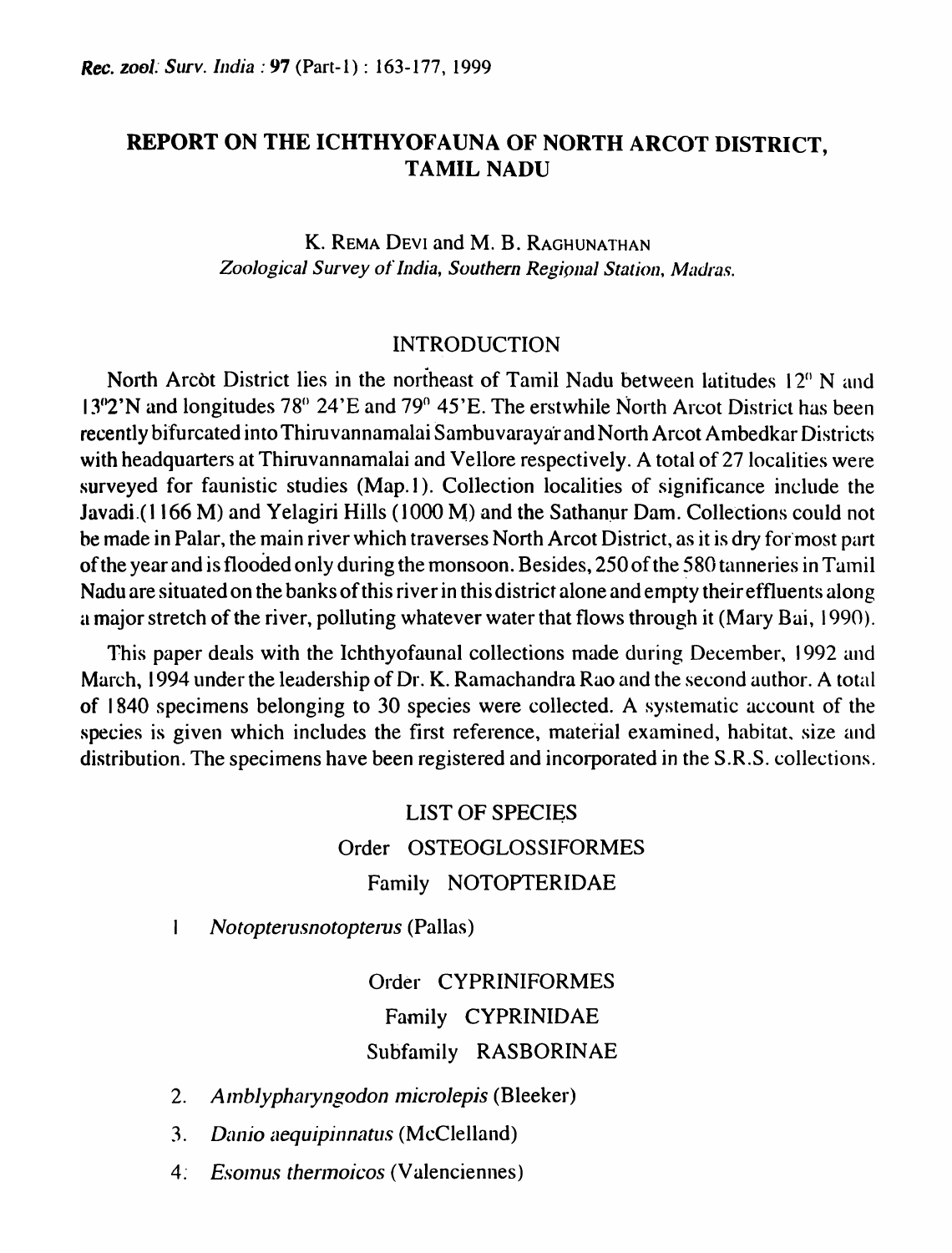# REPORT ON THE ICHTHYOFAUNA OF NORTH ARCOT DISTRICT, TAMIL NADU

K. REMA DEVI and M. B. RAGHUNATHAN
*Zoological Survey of India, Southern Regional Station, Madras.*

## INTRODUCTION

North Arcot District lies in the northeast of Tamil Nadu between latitudes 12° N and 13°2'N and longitudes 78° 24'E and 79° 45'E. The erstwhile North Arcot District has been recently bifurcated into Thiruvannamalai Sambuvarayar and North Arcot Ambedkar Districts with headquarters at Thiruvannamalai and Vellore respectively. A total of 27 localities were surveyed for faunistic studies (Map.1). Collection localities of significance include the Javadi (1166 M) and Yelagiri Hills (1000 M) and the Sathanur Dam. Collections could not be made in Palar, the main river which traverses North Arcot District, as it is dry for most part of the year and is flooded only during the monsoon. Besides, 250 of the 580 tanneries in Tamil Nadu are situated on the banks of this river in this district alone and empty their effluents along a major stretch of the river, polluting whatever water that flows through it (Mary Bai, 1990).

This paper deals with the Ichthyofaunal collections made during December, 1992 and March, 1994 under the leadership of Dr. K. Ramachandra Rao and the second author. A total of 1840 specimens belonging to 30 species were collected. A systematic account of the species is given which includes the first reference, material examined, habitat, size and distribution. The specimens have been registered and incorporated in the S.R.S. collections.

## LIST OF SPECIES

### Order OSTEOGLOSSIFORMES

#### Family NOTOPTERIDAE

1. *Notopterusnotopterus* (Pallas)

### Order CYPRINIFORMES

#### Family CYPRINIDAE

##### Subfamily RASBORINAE

2. *Amblypharyngodon microlepis* (Bleeker)
3. *Danio aequipinnatus* (McClelland)
4. *Esomus thermoicos* (Valenciennes)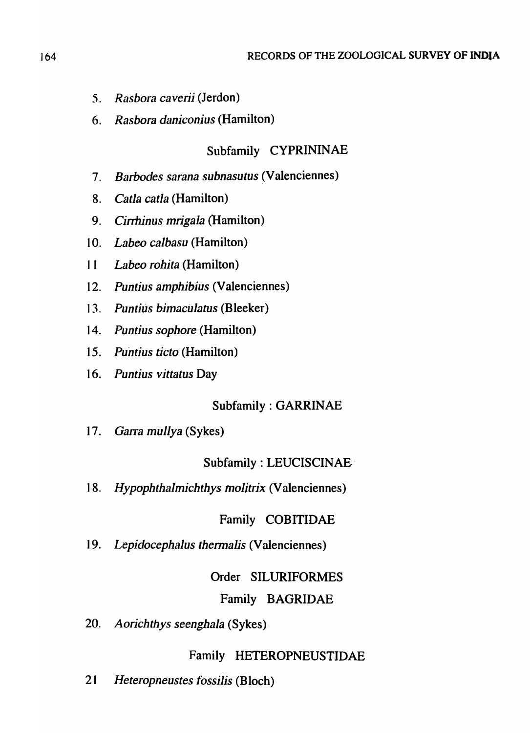5. *Rasbora caverii* (Jerdon)
6. *Rasbora daniconius* (Hamilton)

### Subfamily CYPRININAE

7. *Barbodes sarana subnasutus* (Valenciennes)
8. *Catla catla* (Hamilton)
9. *Cirrhinus mrigala* (Hamilton)
10. *Labeo calbasu* (Hamilton)
11 *Labeo rohita* (Hamilton)
12. *Puntius amphibius* (Valenciennes)
13. *Puntius bimaculatus* (Bleeker)
14. *Puntius sophore* (Hamilton)
15. *Puntius ticto* (Hamilton)
16. *Puntius vittatus* Day

### Subfamily : GARRINAE

17. *Garra mullya* (Sykes)

### Subfamily : LEUCISCINAE

18. *Hypophthalmichthys molitrix* (Valenciennes)

### Family COBITIDAE

19. *Lepidocephalus thermalis* (Valenciennes)

## Order SILURIFORMES

### Family BAGRIDAE

20. *Aorichthys seenghala* (Sykes)

### Family HETEROPNEUSTIDAE

21 *Heteropneustes fossilis* (Bloch)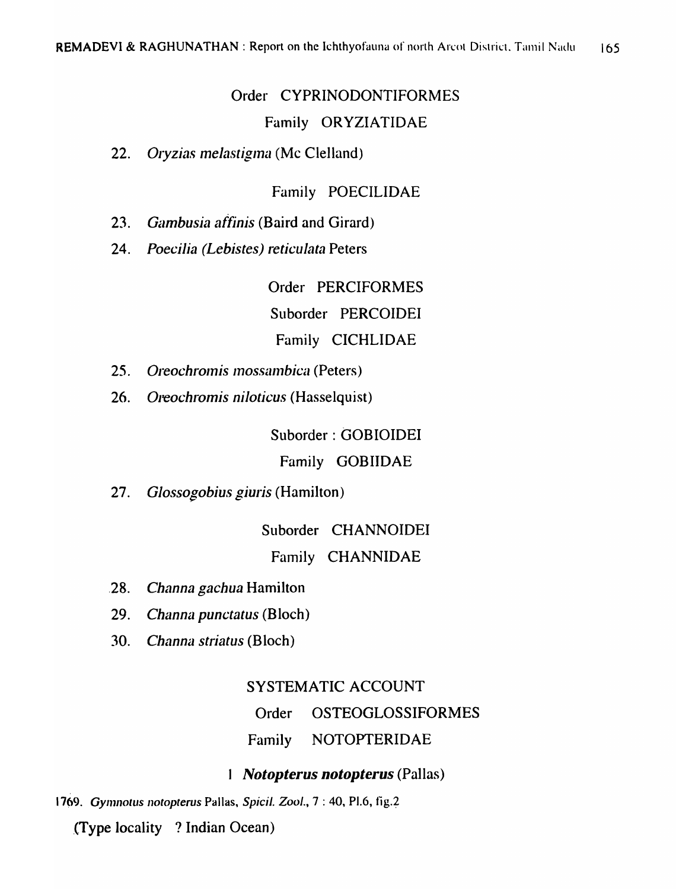Order CYPRINODONTIFORMES

Family ORYZIATIDAE

22. *Oryzias melastigma* (Mc Clelland)

Family POECILIDAE

23. *Gambusia affinis* (Baird and Girard)
24. *Poecilia (Lebistes) reticulata* Peters

Order PERCIFORMES

Suborder PERCOIDEI

Family CICHLIDAE

25. *Oreochromis mossambica* (Peters)
26. *Oreochromis niloticus* (Hasselquist)

Suborder : GOBIOIDEI

Family GOBIIDAE

27. *Glossogobius giuris* (Hamilton)

Suborder CHANNOIDEI

Family CHANNIDAE

28. *Channa gachua* Hamilton
29. *Channa punctatus* (Bloch)
30. *Channa striatus* (Bloch)

## SYSTEMATIC ACCOUNT

Order OSTEOGLOSSIFORMES

Family NOTOPTERIDAE

### 1 ***Notopterus notopterus*** (Pallas)

1769. *Gymnotus notopterus* Pallas, *Spicil. Zool.*, 7 : 40, Pl.6, fig.2

(Type locality ? Indian Ocean)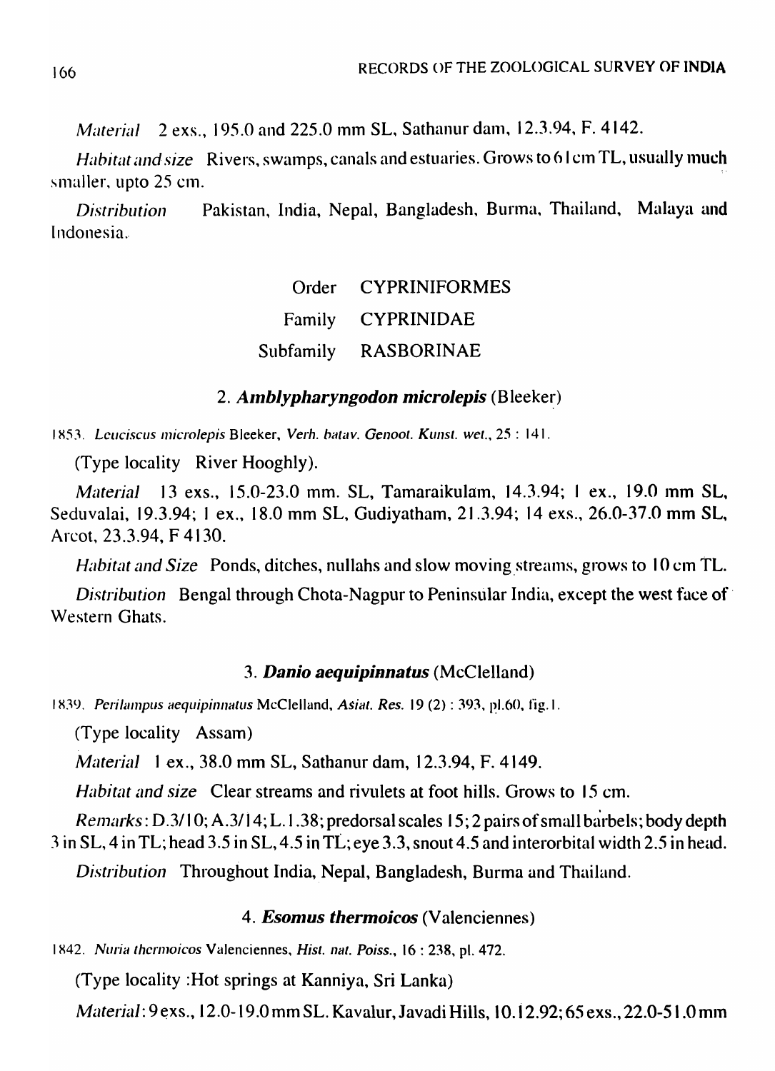*Material* 2 exs., 195.0 and 225.0 mm SL, Sathanur dam, 12.3.94, F. 4142.

*Habitat and size* Rivers, swamps, canals and estuaries. Grows to 61 cm TL, usually much smaller, upto 25 cm.

*Distribution* Pakistan, India, Nepal, Bangladesh, Burma, Thailand, Malaya and Indonesia.

Order CYPRINIFORMES

Family CYPRINIDAE

Subfamily RASBORINAE

### 2. ***Amblypharyngodon microlepis*** (Bleeker)

1853. *Leuciscus microlepis* Bleeker, *Verh. batav. Genoot. Kunst. wet.*, 25 : 141.

(Type locality River Hooghly).

*Material* 13 exs., 15.0-23.0 mm. SL, Tamaraikulam, 14.3.94; 1 ex., 19.0 mm SL, Seduvalai, 19.3.94; 1 ex., 18.0 mm SL, Gudiyatham, 21.3.94; 14 exs., 26.0-37.0 mm SL, Arcot, 23.3.94, F 4130.

*Habitat and Size* Ponds, ditches, nullahs and slow moving streams, grows to 10 cm TL.

*Distribution* Bengal through Chota-Nagpur to Peninsular India, except the west face of Western Ghats.

### 3. ***Danio aequipinnatus*** (McClelland)

1839. *Perilampus aequipinnatus* McClelland, *Asiat. Res.* 19 (2) : 393, pl.60, fig. 1.

(Type locality Assam)

*Material* 1 ex., 38.0 mm SL, Sathanur dam, 12.3.94, F. 4149.

*Habitat and size* Clear streams and rivulets at foot hills. Grows to 15 cm.

*Remarks*: D.3/10; A.3/14; L.1.38; predorsal scales 15; 2 pairs of small barbels; body depth 3 in SL, 4 in TL; head 3.5 in SL, 4.5 in TL; eye 3.3, snout 4.5 and interorbital width 2.5 in head.

*Distribution* Throughout India, Nepal, Bangladesh, Burma and Thailand.

### 4. ***Esomus thermoicos*** (Valenciennes)

1842. *Nuria thermoicos* Valenciennes, *Hist. nat. Poiss.*, 16 : 238, pl. 472.

(Type locality :Hot springs at Kanniya, Sri Lanka)

*Material*: 9 exs., 12.0-19.0 mm SL. Kavalur, Javadi Hills, 10.12.92; 65 exs., 22.0-51.0 mm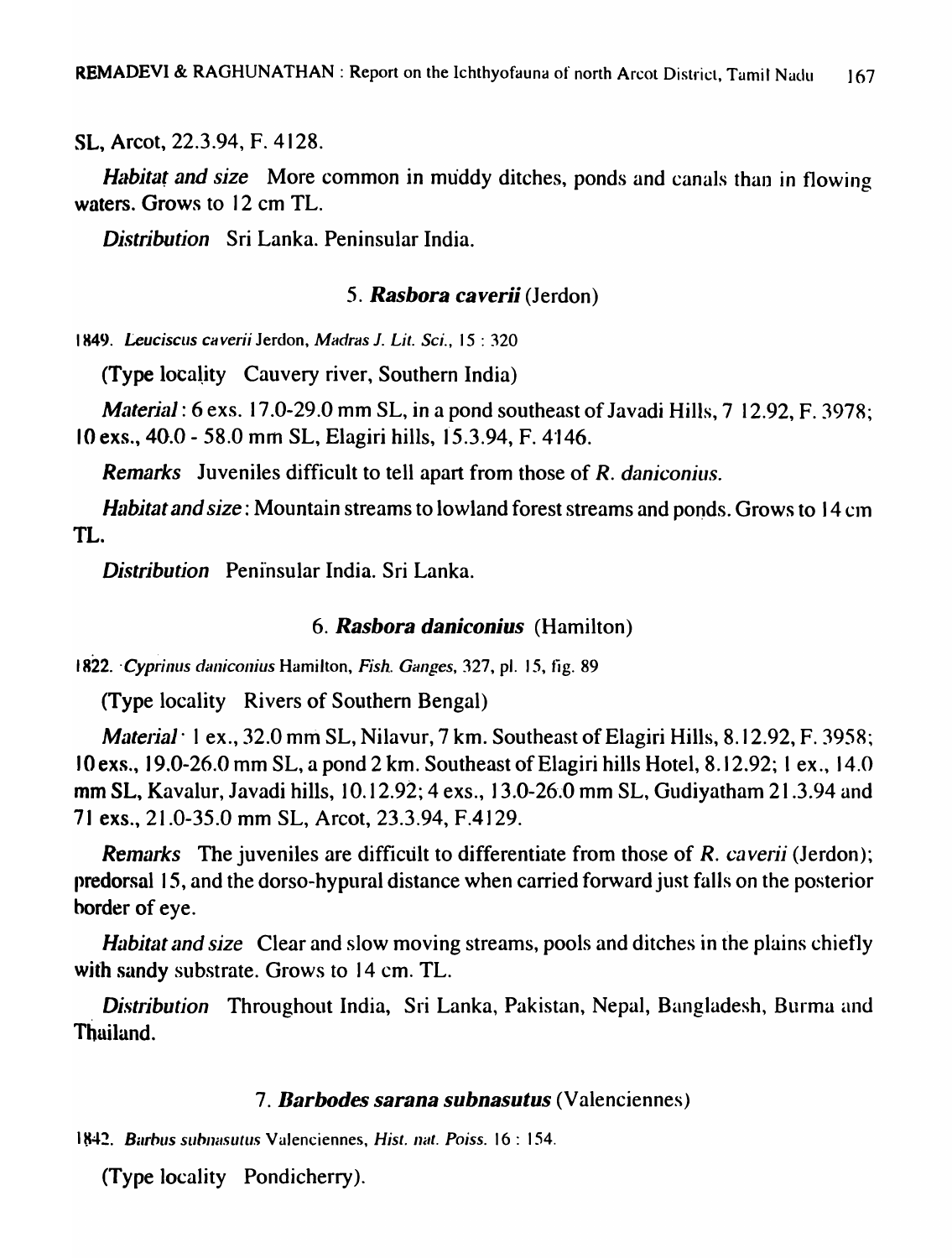SL, Arcot, 22.3.94, F. 4128.

*Habitat and size* More common in muddy ditches, ponds and canals than in flowing waters. Grows to 12 cm TL.

*Distribution* Sri Lanka. Peninsular India.

### 5. *Rasbora caverii* (Jerdon)

1849. *Leuciscus caverii* Jerdon, *Madras J. Lit. Sci.*, 15 : 320

(Type locality Cauvery river, Southern India)

*Material*: 6 exs. 17.0-29.0 mm SL, in a pond southeast of Javadi Hills, 7 12.92, F. 3978; 10 exs., 40.0 - 58.0 mm SL, Elagiri hills, 15.3.94, F. 4146.

*Remarks* Juveniles difficult to tell apart from those of *R. daniconius*.

*Habitat and size*: Mountain streams to lowland forest streams and ponds. Grows to 14 cm TL.

*Distribution* Peninsular India. Sri Lanka.

### 6. *Rasbora daniconius* (Hamilton)

1822. *Cyprinus daniconius* Hamilton, *Fish. Ganges*, 327, pl. 15, fig. 89

(Type locality Rivers of Southern Bengal)

*Material* 1 ex., 32.0 mm SL, Nilavur, 7 km. Southeast of Elagiri Hills, 8.12.92, F. 3958; 10 exs., 19.0-26.0 mm SL, a pond 2 km. Southeast of Elagiri hills Hotel, 8.12.92; 1 ex., 14.0 mm SL, Kavalur, Javadi hills, 10.12.92; 4 exs., 13.0-26.0 mm SL, Gudiyatham 21.3.94 and 71 exs., 21.0-35.0 mm SL, Arcot, 23.3.94, F.4129.

*Remarks* The juveniles are difficult to differentiate from those of *R. caverii* (Jerdon); predorsal 15, and the dorso-hypural distance when carried forward just falls on the posterior border of eye.

*Habitat and size* Clear and slow moving streams, pools and ditches in the plains chiefly with sandy substrate. Grows to 14 cm. TL.

*Distribution* Throughout India, Sri Lanka, Pakistan, Nepal, Bangladesh, Burma and Thailand.

### 7. *Barbodes sarana subnasutus* (Valenciennes)

1842. *Barbus subnasutus* Valenciennes, *Hist. nat. Poiss.* 16 : 154.

(Type locality Pondicherry).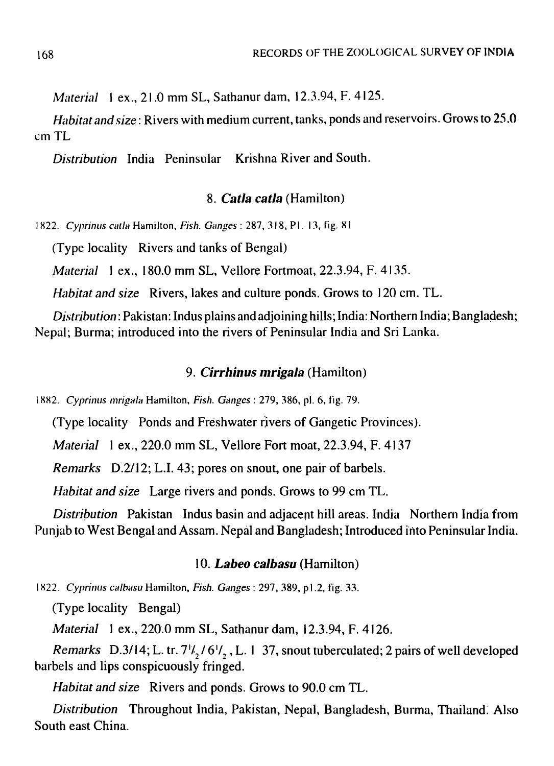*Material* 1 ex., 21.0 mm SL, Sathanur dam, 12.3.94, F. 4125.

*Habitat and size*: Rivers with medium current, tanks, ponds and reservoirs. Grows to 25.0 cm TL

*Distribution* India Peninsular Krishna River and South.

### 8. ***Catla catla*** (Hamilton)

1822. *Cyprinus catla* Hamilton, *Fish. Ganges* : 287, 318, Pl. 13, fig. 81

(Type locality Rivers and tanks of Bengal)

*Material* 1 ex., 180.0 mm SL, Vellore Fortmoat, 22.3.94, F. 4135.

*Habitat and size* Rivers, lakes and culture ponds. Grows to 120 cm. TL.

*Distribution*: Pakistan: Indus plains and adjoining hills; India: Northern India; Bangladesh; Nepal; Burma; introduced into the rivers of Peninsular India and Sri Lanka.

### 9. ***Cirrhinus mrigala*** (Hamilton)

1882. *Cyprinus mrigala* Hamilton, *Fish. Ganges* : 279, 386, pl. 6, fig. 79.

(Type locality Ponds and Freshwater rivers of Gangetic Provinces).

*Material* 1 ex., 220.0 mm SL, Vellore Fort moat, 22.3.94, F. 4137

*Remarks* D.2/12; L.I. 43; pores on snout, one pair of barbels.

*Habitat and size* Large rivers and ponds. Grows to 99 cm TL.

*Distribution* Pakistan Indus basin and adjacent hill areas. India Northern India from Punjab to West Bengal and Assam. Nepal and Bangladesh; Introduced into Peninsular India.

### 10. ***Labeo calbasu*** (Hamilton)

1822. *Cyprinus calbasu* Hamilton, *Fish. Ganges* : 297, 389, pl.2, fig. 33.

(Type locality Bengal)

*Material* 1 ex., 220.0 mm SL, Sathanur dam, 12.3.94, F. 4126.

*Remarks* D.3/14; L. tr. $7\frac{1}{2}/6\frac{1}{2}$, L. 1 37, snout tuberculated; 2 pairs of well developed barbels and lips conspicuously fringed.

*Habitat and size* Rivers and ponds. Grows to 90.0 cm TL.

*Distribution* Throughout India, Pakistan, Nepal, Bangladesh, Burma, Thailand. Also South east China.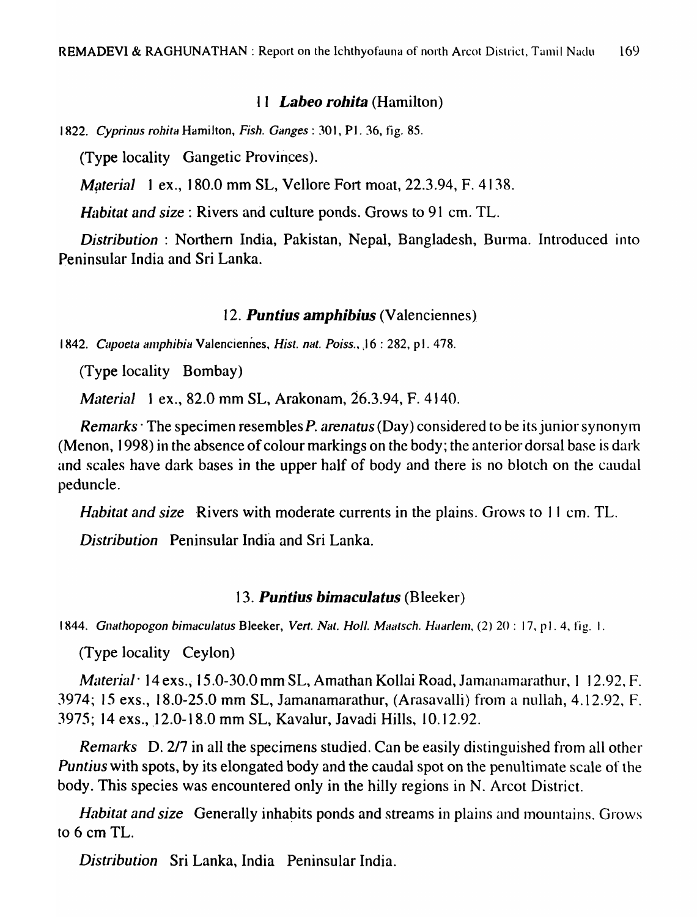### 11 *Labeo rohita* (Hamilton)

1822. *Cyprinus rohita* Hamilton, *Fish. Ganges* : 301, Pl. 36, fig. 85.

(Type locality Gangetic Provinces).

*Material* 1 ex., 180.0 mm SL, Vellore Fort moat, 22.3.94, F. 4138.

*Habitat and size* : Rivers and culture ponds. Grows to 91 cm. TL.

*Distribution* : Northern India, Pakistan, Nepal, Bangladesh, Burma. Introduced into Peninsular India and Sri Lanka.

### 12. *Puntius amphibius* (Valenciennes)

1842. *Capoeta amphibia* Valenciennes, *Hist. nat. Poiss.*, 16 : 282, pl. 478.

(Type locality Bombay)

*Material* 1 ex., 82.0 mm SL, Arakonam, 26.3.94, F. 4140.

*Remarks* · The specimen resembles *P. arenatus* (Day) considered to be its junior synonym (Menon, 1998) in the absence of colour markings on the body; the anterior dorsal base is dark and scales have dark bases in the upper half of body and there is no blotch on the caudal peduncle.

*Habitat and size* Rivers with moderate currents in the plains. Grows to 11 cm. TL.

*Distribution* Peninsular India and Sri Lanka.

### 13. *Puntius bimaculatus* (Bleeker)

1844. *Gnathopogon bimaculatus* Bleeker, *Vert. Nat. Holl. Maatsch. Haarlem*, (2) 20 : 17, pl. 4, fig. 1.

(Type locality Ceylon)

*Material* · 14 exs., 15.0-30.0 mm SL, Amathan Kollai Road, Jamanamarathur, 1 12.92, F. 3974; 15 exs., 18.0-25.0 mm SL, Jamanamarathur, (Arasavalli) from a nullah, 4.12.92, F. 3975; 14 exs., 12.0-18.0 mm SL, Kavalur, Javadi Hills, 10.12.92.

*Remarks* D. 2/7 in all the specimens studied. Can be easily distinguished from all other *Puntius* with spots, by its elongated body and the caudal spot on the penultimate scale of the body. This species was encountered only in the hilly regions in N. Arcot District.

*Habitat and size* Generally inhabits ponds and streams in plains and mountains. Grows to 6 cm TL.

*Distribution* Sri Lanka, India Peninsular India.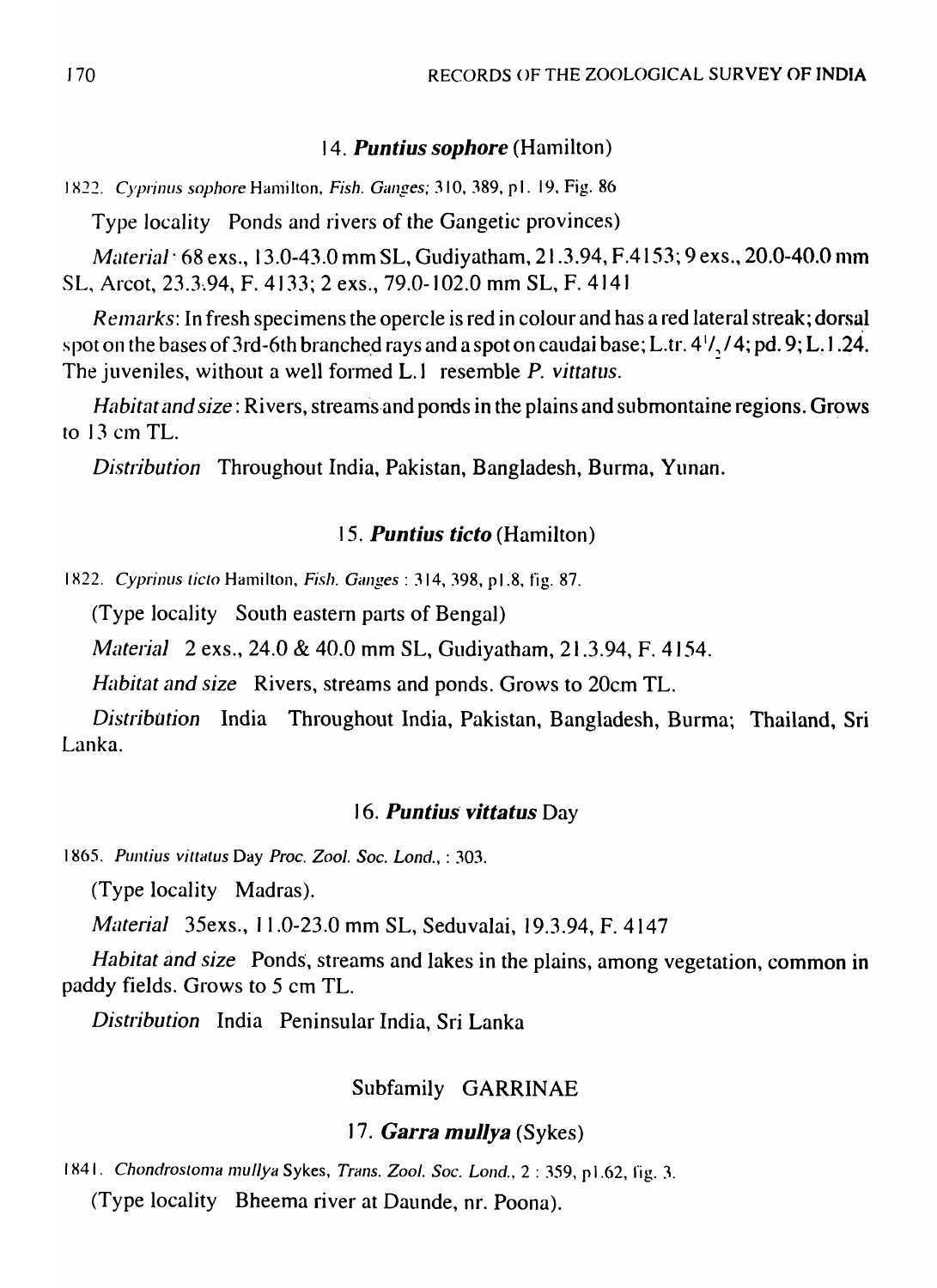### 14. ***Puntius sophore*** (Hamilton)

1822. *Cyprinus sophore* Hamilton, *Fish. Ganges*; 310, 389, pl. 19, Fig. 86

Type locality Ponds and rivers of the Gangetic provinces)

*Material* · 68 exs., 13.0-43.0 mm SL, Gudiyatham, 21.3.94, F.4153; 9 exs., 20.0-40.0 mm SL, Arcot, 23.3.94, F. 4133; 2 exs., 79.0-102.0 mm SL, F. 4141

*Remarks*: In fresh specimens the opercle is red in colour and has a red lateral streak; dorsal spot on the bases of 3rd-6th branched rays and a spot on caudai base; L.tr. $4^{1}/_{2}$/4; pd. 9; L.1.24. The juveniles, without a well formed L.1 resemble *P. vittatus*.

*Habitat and size*: Rivers, streams and ponds in the plains and submontaine regions. Grows to 13 cm TL.

*Distribution* Throughout India, Pakistan, Bangladesh, Burma, Yunan.

### 15. ***Puntius ticto*** (Hamilton)

1822. *Cyprinus ticto* Hamilton, *Fish. Ganges* : 314, 398, pl.8, fig. 87.

(Type locality South eastern parts of Bengal)

*Material* 2 exs., 24.0 & 40.0 mm SL, Gudiyatham, 21.3.94, F. 4154.

*Habitat and size* Rivers, streams and ponds. Grows to 20cm TL.

*Distribution* India Throughout India, Pakistan, Bangladesh, Burma; Thailand, Sri Lanka.

### 16. ***Puntius vittatus*** Day

1865. *Puntius vittatus* Day *Proc. Zool. Soc. Lond.*, : 303.

(Type locality Madras).

*Material* 35exs., 11.0-23.0 mm SL, Seduvalai, 19.3.94, F. 4147

*Habitat and size* Ponds, streams and lakes in the plains, among vegetation, common in paddy fields. Grows to 5 cm TL.

*Distribution* India Peninsular India, Sri Lanka

## Subfamily GARRINAE

### 17. ***Garra mullya*** (Sykes)

1841. *Chondrostoma mullya* Sykes, *Trans. Zool. Soc. Lond.*, 2 : 359, pl.62, fig. 3.

(Type locality Bheema river at Daunde, nr. Poona).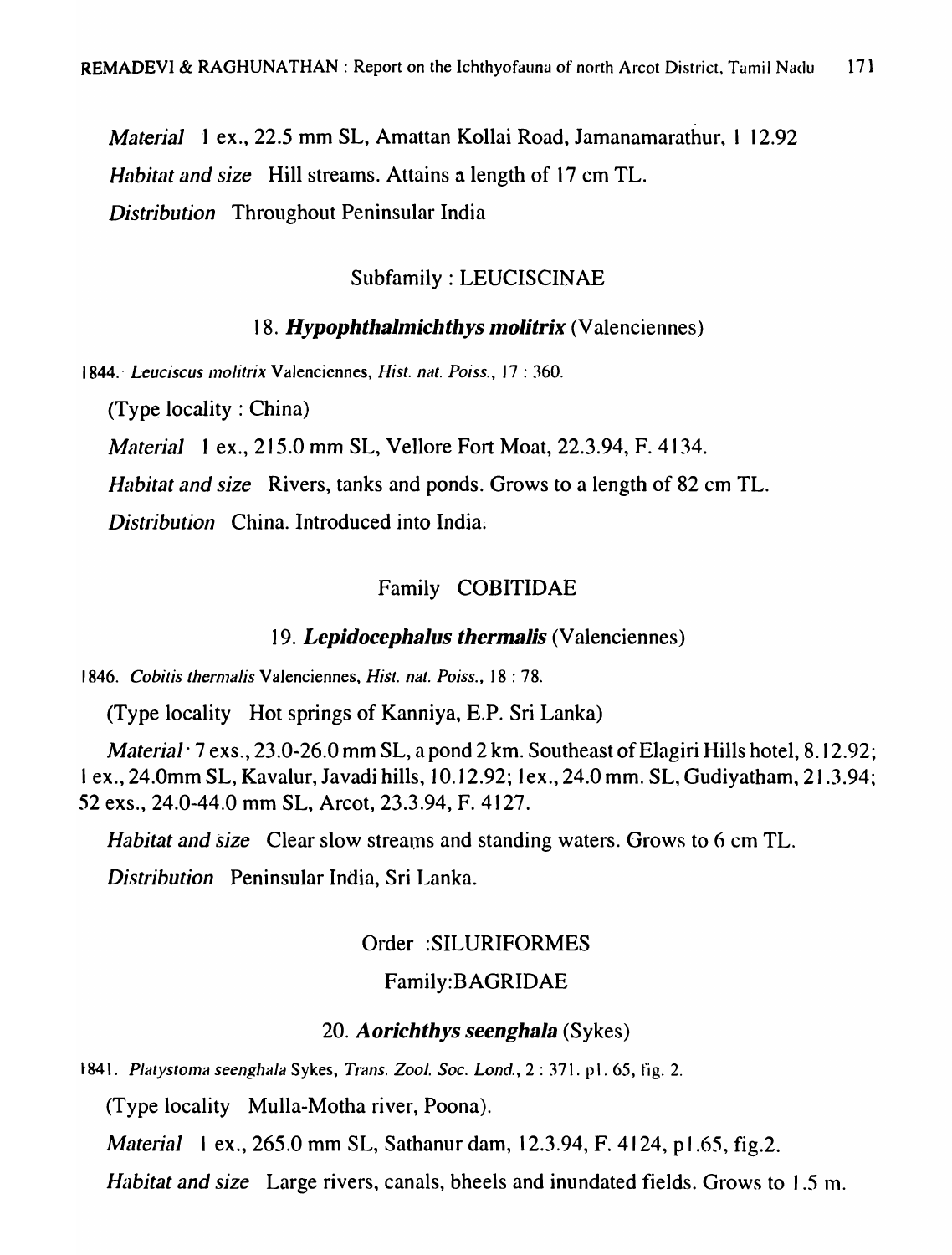*Material* 1 ex., 22.5 mm SL, Amattan Kollai Road, Jamanamarathur, 1 12.92

*Habitat and size* Hill streams. Attains a length of 17 cm TL.

*Distribution* Throughout Peninsular India

Subfamily : LEUCISCINAE

### 18. ***Hypophthalmichthys molitrix*** (Valenciennes)

1844. *Leuciscus molitrix* Valenciennes, *Hist. nat. Poiss.*, 17 : 360.

(Type locality : China)

*Material* 1 ex., 215.0 mm SL, Vellore Fort Moat, 22.3.94, F. 4134.

*Habitat and size* Rivers, tanks and ponds. Grows to a length of 82 cm TL.

*Distribution* China. Introduced into India.

Family COBITIDAE

### 19. ***Lepidocephalus thermalis*** (Valenciennes)

1846. *Cobitis thermalis* Valenciennes, *Hist. nat. Poiss.*, 18 : 78.

(Type locality Hot springs of Kanniya, E.P. Sri Lanka)

*Material* 7 exs., 23.0-26.0 mm SL, a pond 2 km. Southeast of Elagiri Hills hotel, 8.12.92; 1 ex., 24.0mm SL, Kavalur, Javadi hills, 10.12.92; 1ex., 24.0 mm. SL, Gudiyatham, 21.3.94; 52 exs., 24.0-44.0 mm SL, Arcot, 23.3.94, F. 4127.

*Habitat and size* Clear slow streams and standing waters. Grows to 6 cm TL.

*Distribution* Peninsular India, Sri Lanka.

Order :SILURIFORMES

Family:BAGRIDAE

### 20. ***Aorichthys seenghala*** (Sykes)

1841. *Platystoma seenghala* Sykes, *Trans. Zool. Soc. Lond.*, 2 : 371. pl. 65, fig. 2.

(Type locality Mulla-Motha river, Poona).

*Material* 1 ex., 265.0 mm SL, Sathanur dam, 12.3.94, F. 4124, pl.65, fig.2.

*Habitat and size* Large rivers, canals, bheels and inundated fields. Grows to 1.5 m.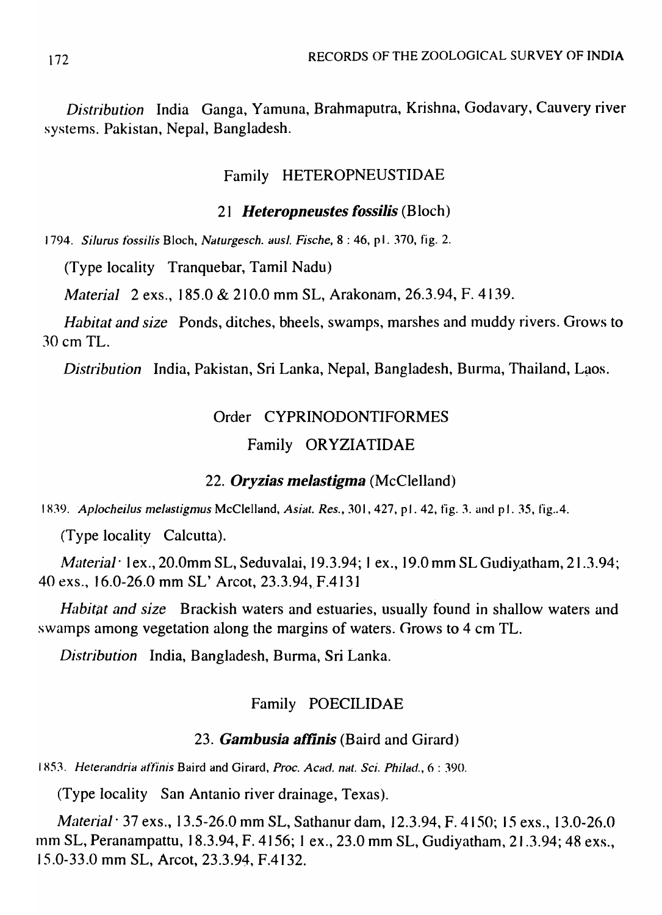*Distribution* India Ganga, Yamuna, Brahmaputra, Krishna, Godavary, Cauvery river systems. Pakistan, Nepal, Bangladesh.

### Family HETEROPNEUSTIDAE

#### 21 ***Heteropneustes fossilis*** (Bloch)

1794. *Silurus fossilis* Bloch, *Naturgesch. ausl. Fische,* 8 : 46, pl. 370, fig. 2.

(Type locality Tranquebar, Tamil Nadu)

*Material* 2 exs., 185.0 & 210.0 mm SL, Arakonam, 26.3.94, F. 4139.

*Habitat and size* Ponds, ditches, bheels, swamps, marshes and muddy rivers. Grows to 30 cm TL.

*Distribution* India, Pakistan, Sri Lanka, Nepal, Bangladesh, Burma, Thailand, Laos.

### Order CYPRINODONTIFORMES

### Family ORYZIATIDAE

#### 22. ***Oryzias melastigma*** (McClelland)

1839. *Aplocheilus melastigmus* McClelland, *Asiat. Res.*, 301, 427, pl. 42, fig. 3. and pl. 35, fig..4.

(Type locality Calcutta).

*Material* · 1ex., 20.0mm SL, Seduvalai, 19.3.94; 1 ex., 19.0 mm SL Gudiyatham, 21.3.94; 40 exs., 16.0-26.0 mm SL' Arcot, 23.3.94, F.4131

*Habitat and size* Brackish waters and estuaries, usually found in shallow waters and swamps among vegetation along the margins of waters. Grows to 4 cm TL.

*Distribution* India, Bangladesh, Burma, Sri Lanka.

### Family POECILIDAE

#### 23. ***Gambusia affinis*** (Baird and Girard)

1853. *Heterandria affinis* Baird and Girard, *Proc. Acad. nat. Sci. Philad.*, 6 : 390.

(Type locality San Antanio river drainage, Texas).

*Material* · 37 exs., 13.5-26.0 mm SL, Sathanur dam, 12.3.94, F. 4150; 15 exs., 13.0-26.0 mm SL, Peranampattu, 18.3.94, F. 4156; 1 ex., 23.0 mm SL, Gudiyatham, 21.3.94; 48 exs., 15.0-33.0 mm SL, Arcot, 23.3.94, F.4132.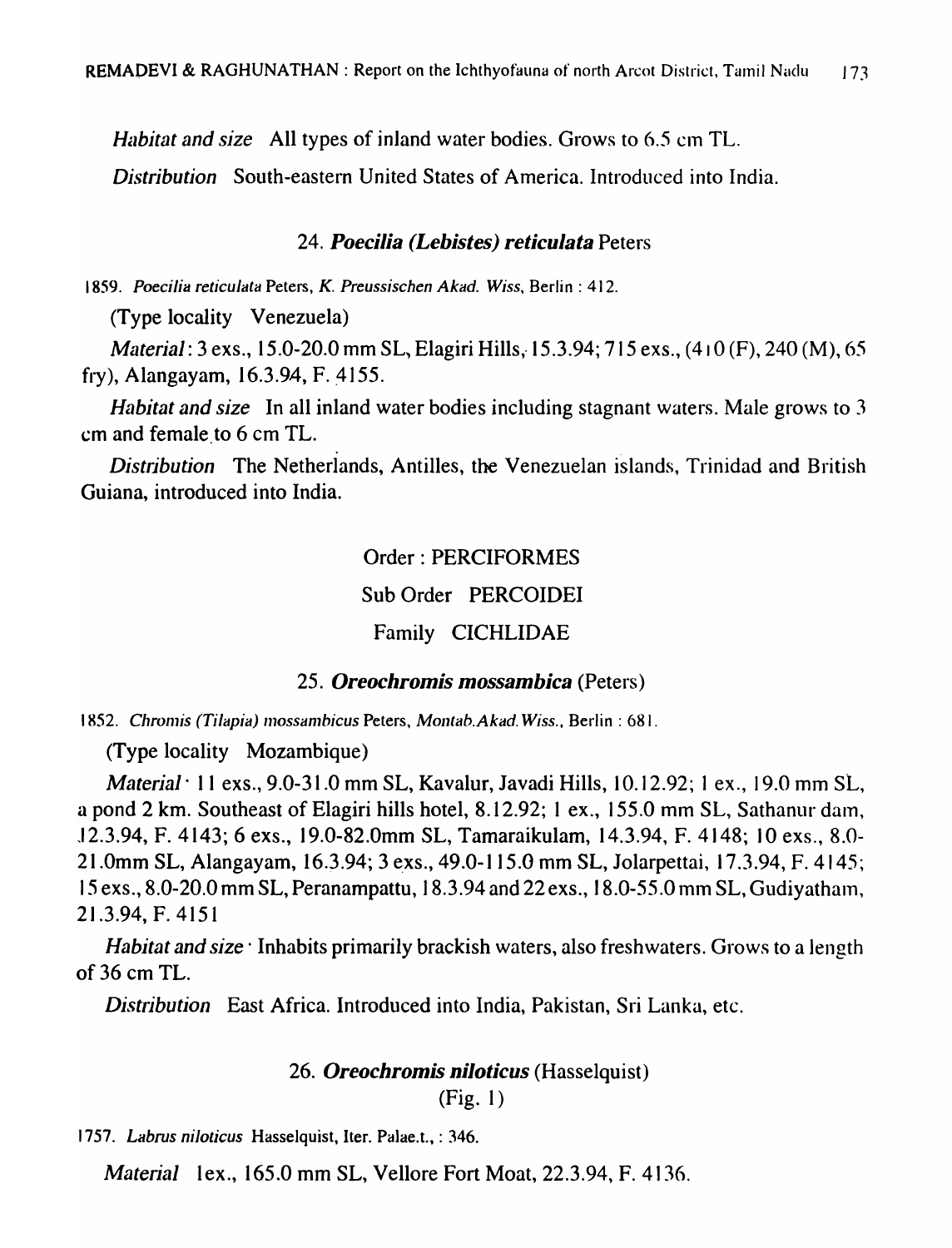*Habitat and size* All types of inland water bodies. Grows to 6.5 cm TL.

*Distribution* South-eastern United States of America. Introduced into India.

### 24. ***Poecilia (Lebistes) reticulata*** Peters

1859. *Poecilia reticulata* Peters, *K. Preussischen Akad. Wiss*, Berlin : 412.

(Type locality Venezuela)

*Material*: 3 exs., 15.0-20.0 mm SL, Elagiri Hills, 15.3.94; 715 exs., (410 (F), 240 (M), 65 fry), Alangayam, 16.3.94, F. 4155.

*Habitat and size* In all inland water bodies including stagnant waters. Male grows to 3 cm and female to 6 cm TL.

*Distribution* The Netherlands, Antilles, the Venezuelan islands, Trinidad and British Guiana, introduced into India.

Order : PERCIFORMES

Sub Order PERCOIDEI

Family CICHLIDAE

### 25. ***Oreochromis mossambica*** (Peters)

1852. *Chromis (Tilapia) mossambicus* Peters, *Montab.Akad.Wiss.*, Berlin : 681.

(Type locality Mozambique)

*Material* 11 exs., 9.0-31.0 mm SL, Kavalur, Javadi Hills, 10.12.92; 1 ex., 19.0 mm SL, a pond 2 km. Southeast of Elagiri hills hotel, 8.12.92; 1 ex., 155.0 mm SL, Sathanur dam, 12.3.94, F. 4143; 6 exs., 19.0-82.0mm SL, Tamaraikulam, 14.3.94, F. 4148; 10 exs., 8.0-21.0mm SL, Alangayam, 16.3.94; 3 exs., 49.0-115.0 mm SL, Jolarpettai, 17.3.94, F. 4145; 15 exs., 8.0-20.0 mm SL, Peranampattu, 18.3.94 and 22 exs., 18.0-55.0 mm SL, Gudiyatham, 21.3.94, F. 4151

*Habitat and size* Inhabits primarily brackish waters, also freshwaters. Grows to a length of 36 cm TL.

*Distribution* East Africa. Introduced into India, Pakistan, Sri Lanka, etc.

### 26. ***Oreochromis niloticus*** (Hasselquist)
(Fig. 1)

1757. *Labrus niloticus* Hasselquist, Iter. Palae.t., : 346.

*Material* 1ex., 165.0 mm SL, Vellore Fort Moat, 22.3.94, F. 4136.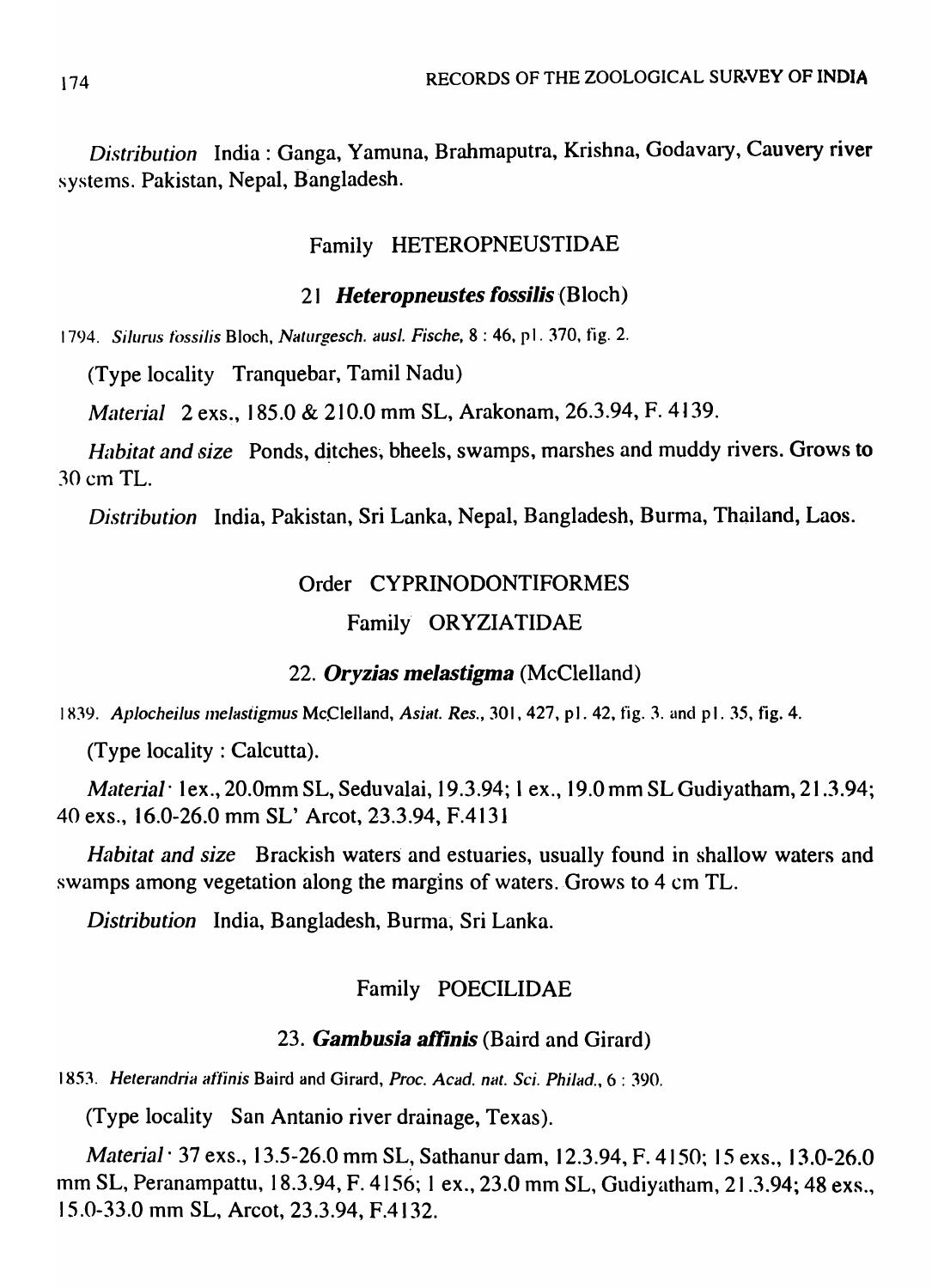*Distribution* India : Ganga, Yamuna, Brahmaputra, Krishna, Godavary, Cauvery river systems. Pakistan, Nepal, Bangladesh.

### Family HETEROPNEUSTIDAE

#### 21 ***Heteropneustes fossilis*** (Bloch)

1794. *Silurus fossilis* Bloch, *Naturgesch. ausl. Fische,* 8 : 46, pl. 370, fig. 2.

(Type locality Tranquebar, Tamil Nadu)

*Material* 2 exs., 185.0 & 210.0 mm SL, Arakonam, 26.3.94, F. 4139.

*Habitat and size* Ponds, ditches, bheels, swamps, marshes and muddy rivers. Grows to 30 cm TL.

*Distribution* India, Pakistan, Sri Lanka, Nepal, Bangladesh, Burma, Thailand, Laos.

## Order CYPRINODONTIFORMES

### Family ORYZIATIDAE

#### 22. ***Oryzias melastigma*** (McClelland)

1839. *Aplocheilus melastigmus* McClelland, *Asiat. Res.,* 301, 427, pl. 42, fig. 3. and pl. 35, fig. 4.

(Type locality : Calcutta).

*Material* 1ex., 20.0mm SL, Seduvalai, 19.3.94; 1 ex., 19.0 mm SL Gudiyatham, 21.3.94; 40 exs., 16.0-26.0 mm SL' Arcot, 23.3.94, F.4131

*Habitat and size* Brackish waters and estuaries, usually found in shallow waters and swamps among vegetation along the margins of waters. Grows to 4 cm TL.

*Distribution* India, Bangladesh, Burma, Sri Lanka.

### Family POECILIDAE

#### 23. ***Gambusia affinis*** (Baird and Girard)

1853. *Heterandria affinis* Baird and Girard, *Proc. Acad. nat. Sci. Philad.,* 6 : 390.

(Type locality San Antanio river drainage, Texas).

*Material* 37 exs., 13.5-26.0 mm SL, Sathanur dam, 12.3.94, F. 4150; 15 exs., 13.0-26.0 mm SL, Peranampattu, 18.3.94, F. 4156; 1 ex., 23.0 mm SL, Gudiyatham, 21.3.94; 48 exs., 15.0-33.0 mm SL, Arcot, 23.3.94, F.4132.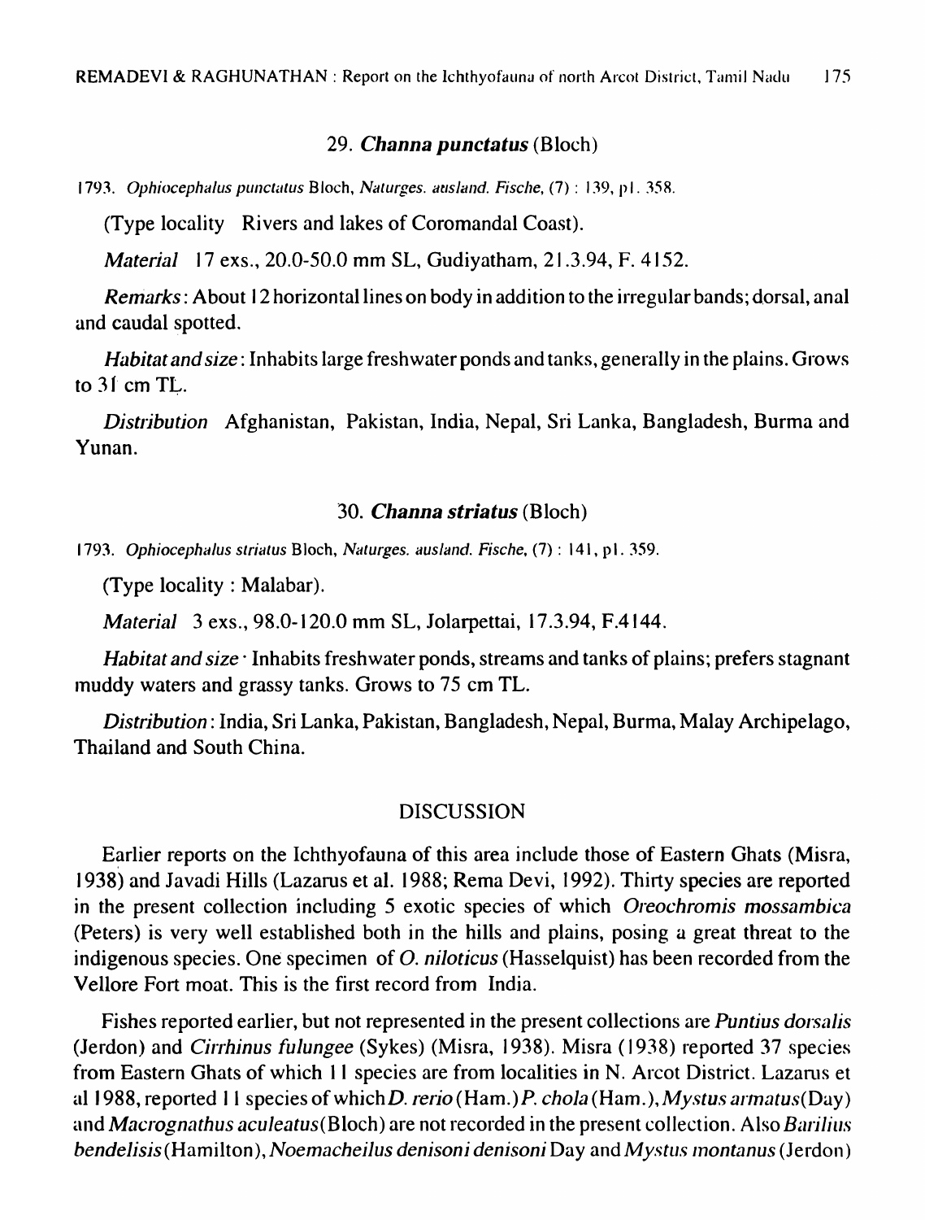### 29. *Channa punctatus* (Bloch)

1793. *Ophiocephalus punctatus* Bloch, *Naturges. ausland. Fische*, (7) : 139, pl. 358.

(Type locality Rivers and lakes of Coromandal Coast).

*Material* 17 exs., 20.0-50.0 mm SL, Gudiyatham, 21.3.94, F. 4152.

*Remarks*: About 12 horizontal lines on body in addition to the irregular bands; dorsal, anal and caudal spotted.

*Habitat and size*: Inhabits large freshwater ponds and tanks, generally in the plains. Grows to 31 cm TL.

*Distribution* Afghanistan, Pakistan, India, Nepal, Sri Lanka, Bangladesh, Burma and Yunan.

### 30. *Channa striatus* (Bloch)

1793. *Ophiocephalus striatus* Bloch, *Naturges. ausland. Fische*, (7) : 141, pl. 359.

(Type locality : Malabar).

*Material* 3 exs., 98.0-120.0 mm SL, Jolarpettai, 17.3.94, F.4144.

*Habitat and size* · Inhabits freshwater ponds, streams and tanks of plains; prefers stagnant muddy waters and grassy tanks. Grows to 75 cm TL.

*Distribution*: India, Sri Lanka, Pakistan, Bangladesh, Nepal, Burma, Malay Archipelago, Thailand and South China.

## DISCUSSION

Earlier reports on the Ichthyofauna of this area include those of Eastern Ghats (Misra, 1938) and Javadi Hills (Lazarus et al. 1988; Rema Devi, 1992). Thirty species are reported in the present collection including 5 exotic species of which *Oreochromis mossambica* (Peters) is very well established both in the hills and plains, posing a great threat to the indigenous species. One specimen of *O. niloticus* (Hasselquist) has been recorded from the Vellore Fort moat. This is the first record from India.

Fishes reported earlier, but not represented in the present collections are *Puntius dorsalis* (Jerdon) and *Cirrhinus fulungee* (Sykes) (Misra, 1938). Misra (1938) reported 37 species from Eastern Ghats of which 11 species are from localities in N. Arcot District. Lazarus et al 1988, reported 11 species of which *D. rerio* (Ham.) *P. chola* (Ham.), *Mystus armatus* (Day) and *Macrognathus aculeatus* (Bloch) are not recorded in the present collection. Also *Barilius bendelisis* (Hamilton), *Noemacheilus denisoni denisoni* Day and *Mystus montanus* (Jerdon)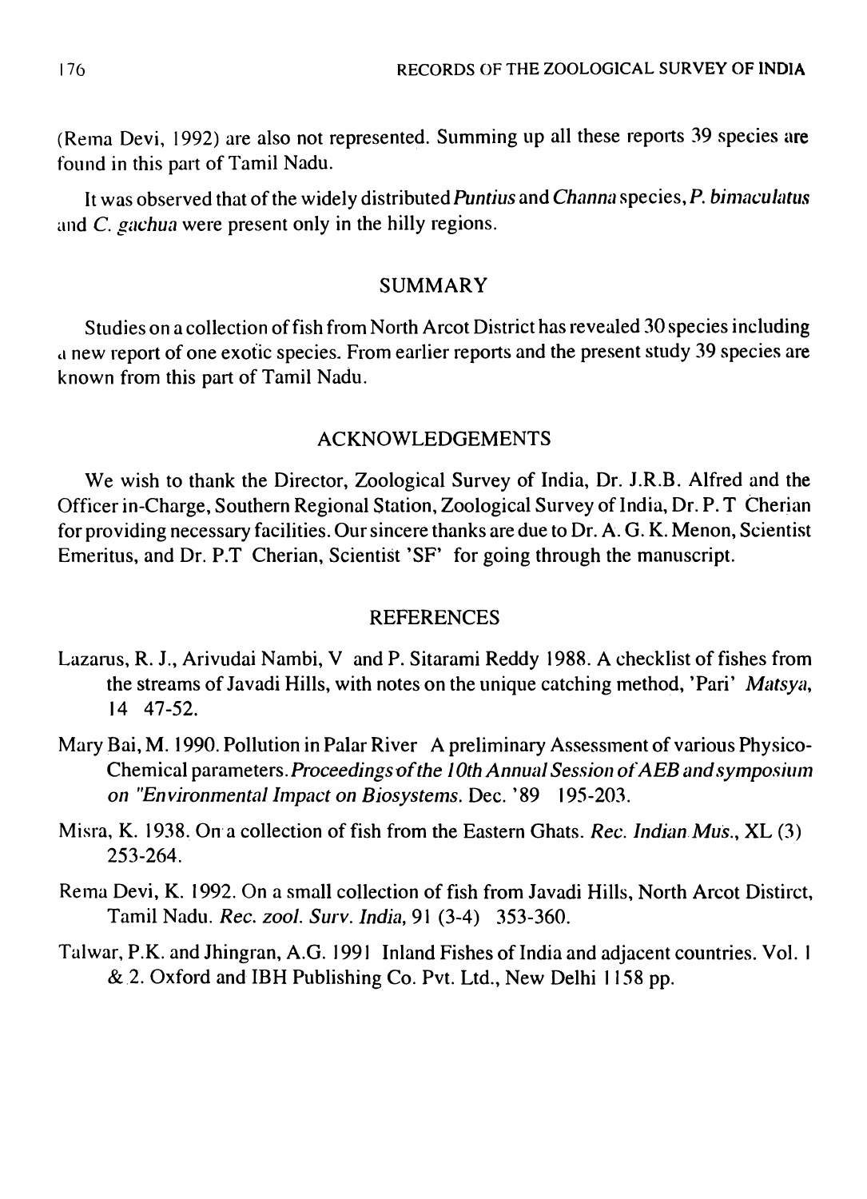(Rema Devi, 1992) are also not represented. Summing up all these reports 39 species are found in this part of Tamil Nadu.

It was observed that of the widely distributed *Puntius* and *Channa* species, *P. bimaculatus* and *C. gachua* were present only in the hilly regions.

## SUMMARY

Studies on a collection of fish from North Arcot District has revealed 30 species including a new report of one exotic species. From earlier reports and the present study 39 species are known from this part of Tamil Nadu.

## ACKNOWLEDGEMENTS

We wish to thank the Director, Zoological Survey of India, Dr. J.R.B. Alfred and the Officer in-Charge, Southern Regional Station, Zoological Survey of India, Dr. P. T Cherian for providing necessary facilities. Our sincere thanks are due to Dr. A. G. K. Menon, Scientist Emeritus, and Dr. P.T Cherian, Scientist 'SF' for going through the manuscript.

## REFERENCES

Lazarus, R. J., Arivudai Nambi, V and P. Sitarami Reddy 1988. A checklist of fishes from the streams of Javadi Hills, with notes on the unique catching method, 'Pari' *Matsya*, 14 47-52.

Mary Bai, M. 1990. Pollution in Palar River A preliminary Assessment of various Physico-Chemical parameters. *Proceedings of the 10th Annual Session of AEB and symposium on "Environmental Impact on Biosystems.* Dec. '89 195-203.

Misra, K. 1938. On a collection of fish from the Eastern Ghats. *Rec. Indian Mus.*, XL (3) 253-264.

Rema Devi, K. 1992. On a small collection of fish from Javadi Hills, North Arcot Distirct, Tamil Nadu. *Rec. zool. Surv. India*, 91 (3-4) 353-360.

Talwar, P.K. and Jhingran, A.G. 1991 Inland Fishes of India and adjacent countries. Vol. 1 & 2. Oxford and IBH Publishing Co. Pvt. Ltd., New Delhi 1158 pp.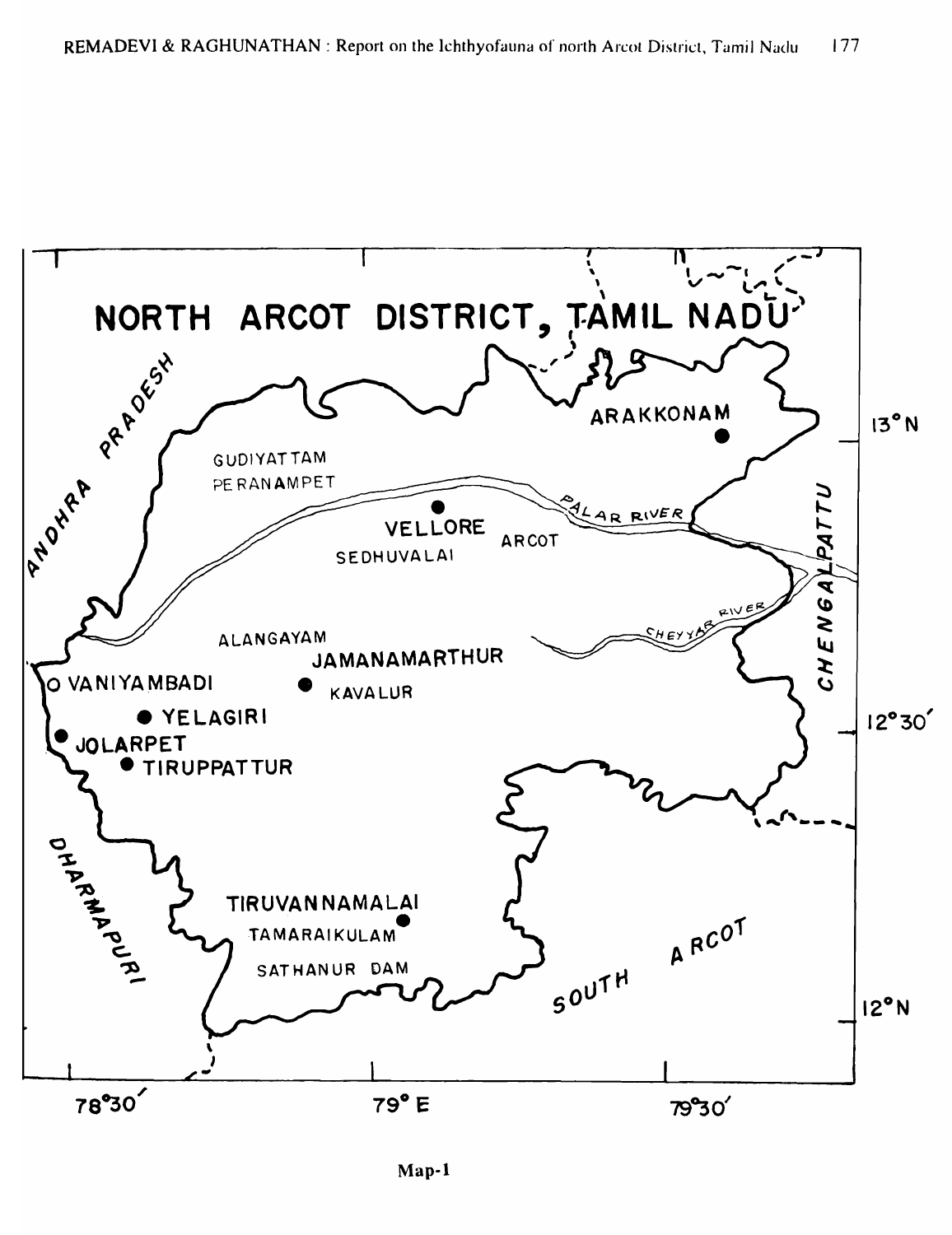NORTH ARCOT DISTRICT, TAMIL NADU

ANDHRA PRADESH

GUDIYATTAM

PERANAMPET

ARAKKONAM

13° N

PALAR RIVER

VELLORE

ARCOT

SEDHUVALAI

CHENGALPATTU

CHEYYAR RIVER

ALANGAYAM

JAMANAMARTHUR

VANIYAMBADI

KAVALUR

YELAGIRI

12°30′

JOLARPET

TIRUPPATTUR

DHARMAPURI

TIRUVANNAMALAI

TAMARAIKULAM

SATHANUR DAM

SOUTH ARCOT

12°N

78°30′

79° E

79°30′

Map-1